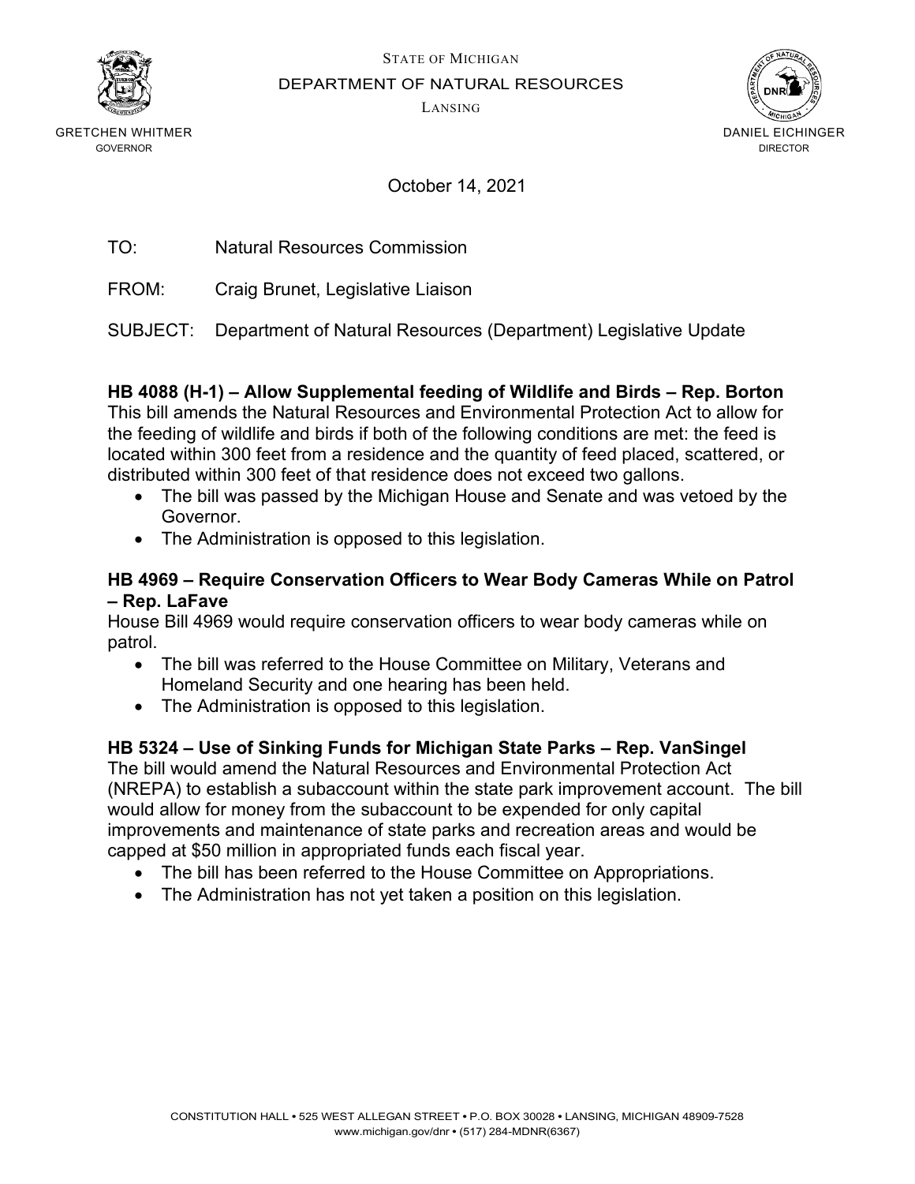STATE OF MICHIGAN

DEPARTMENT OF NATURAL RESOURCES

LANSING

GRETCHEN WHITMER
GOVERNOR

DANIEL EICHINGER
DIRECTOR

October 14, 2021

TO: Natural Resources Commission

FROM: Craig Brunet, Legislative Liaison

SUBJECT: Department of Natural Resources (Department) Legislative Update

**HB 4088 (H-1) – Allow Supplemental feeding of Wildlife and Birds – Rep. Borton**

This bill amends the Natural Resources and Environmental Protection Act to allow for the feeding of wildlife and birds if both of the following conditions are met: the feed is located within 300 feet from a residence and the quantity of feed placed, scattered, or distributed within 300 feet of that residence does not exceed two gallons.

- The bill was passed by the Michigan House and Senate and was vetoed by the Governor.
- The Administration is opposed to this legislation.

**HB 4969 – Require Conservation Officers to Wear Body Cameras While on Patrol – Rep. LaFave**

House Bill 4969 would require conservation officers to wear body cameras while on patrol.

- The bill was referred to the House Committee on Military, Veterans and Homeland Security and one hearing has been held.
- The Administration is opposed to this legislation.

**HB 5324 – Use of Sinking Funds for Michigan State Parks – Rep. VanSingel**

The bill would amend the Natural Resources and Environmental Protection Act (NREPA) to establish a subaccount within the state park improvement account. The bill would allow for money from the subaccount to be expended for only capital improvements and maintenance of state parks and recreation areas and would be capped at $50 million in appropriated funds each fiscal year.

- The bill has been referred to the House Committee on Appropriations.
- The Administration has not yet taken a position on this legislation.

CONSTITUTION HALL • 525 WEST ALLEGAN STREET • P.O. BOX 30028 • LANSING, MICHIGAN 48909-7528
www.michigan.gov/dnr • (517) 284-MDNR(6367)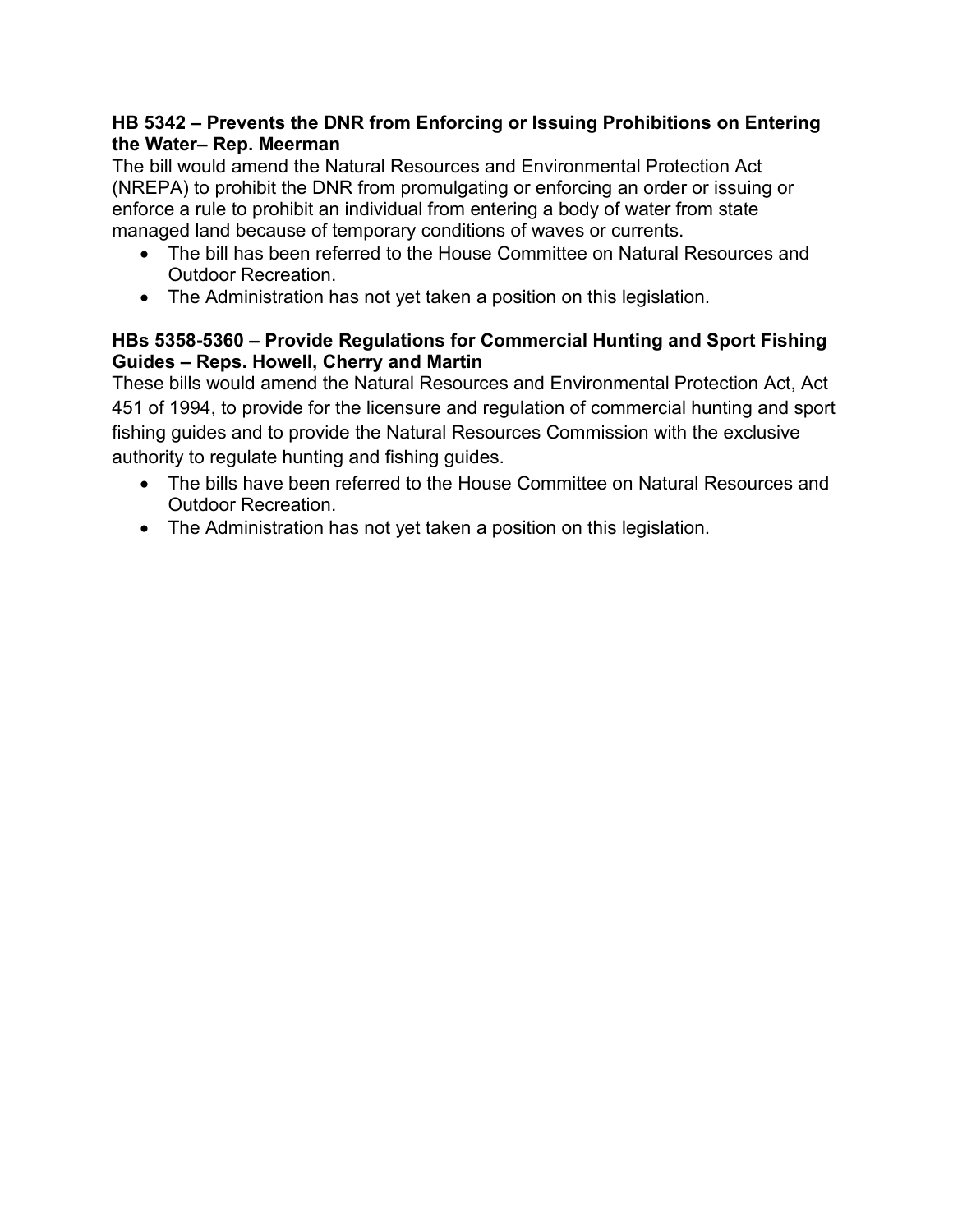**HB 5342 – Prevents the DNR from Enforcing or Issuing Prohibitions on Entering the Water– Rep. Meerman**

The bill would amend the Natural Resources and Environmental Protection Act (NREPA) to prohibit the DNR from promulgating or enforcing an order or issuing or enforce a rule to prohibit an individual from entering a body of water from state managed land because of temporary conditions of waves or currents.

- The bill has been referred to the House Committee on Natural Resources and Outdoor Recreation.
- The Administration has not yet taken a position on this legislation.

**HBs 5358-5360 – Provide Regulations for Commercial Hunting and Sport Fishing Guides – Reps. Howell, Cherry and Martin**

These bills would amend the Natural Resources and Environmental Protection Act, Act 451 of 1994, to provide for the licensure and regulation of commercial hunting and sport fishing guides and to provide the Natural Resources Commission with the exclusive authority to regulate hunting and fishing guides.

- The bills have been referred to the House Committee on Natural Resources and Outdoor Recreation.
- The Administration has not yet taken a position on this legislation.